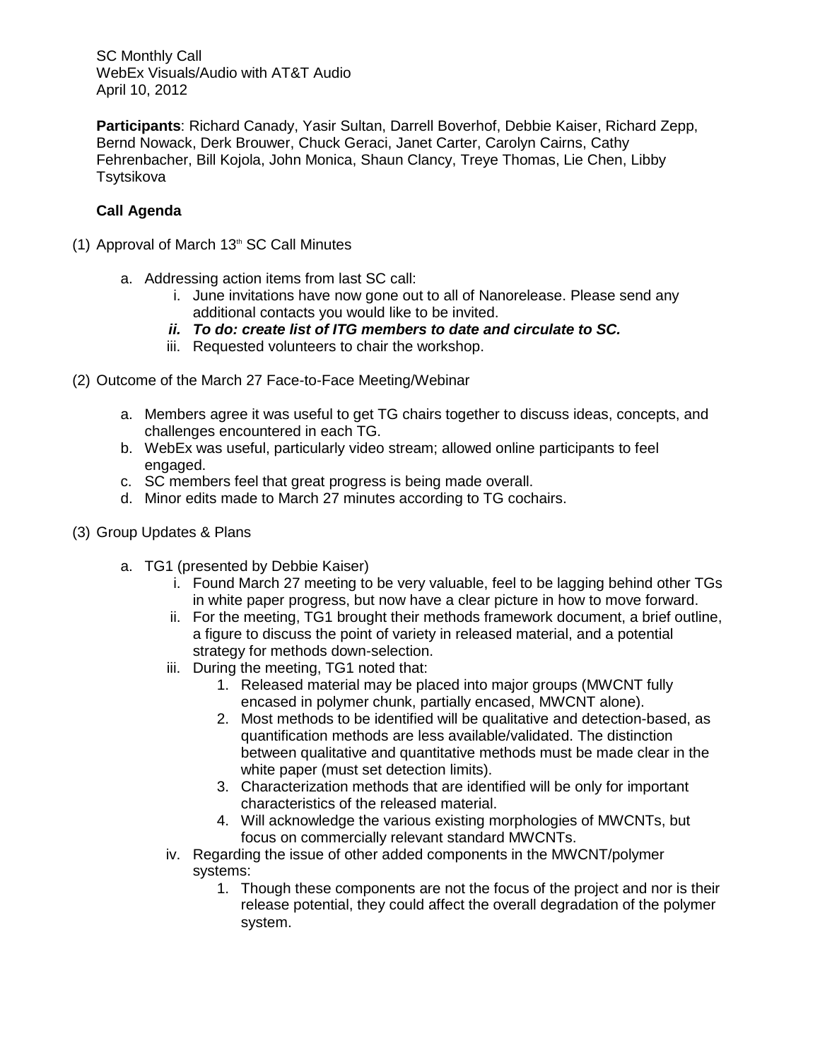SC Monthly Call
WebEx Visuals/Audio with AT&T Audio
April 10, 2012

**Participants**: Richard Canady, Yasir Sultan, Darrell Boverhof, Debbie Kaiser, Richard Zepp, Bernd Nowack, Derk Brouwer, Chuck Geraci, Janet Carter, Carolyn Cairns, Cathy Fehrenbacher, Bill Kojola, John Monica, Shaun Clancy, Treye Thomas, Lie Chen, Libby Tsytsikova

**Call Agenda**

(1) Approval of March 13th SC Call Minutes

   a. Addressing action items from last SC call:
      i. June invitations have now gone out to all of Nanorelease. Please send any additional contacts you would like to be invited.
      ii. ***To do: create list of ITG members to date and circulate to SC.***
      iii. Requested volunteers to chair the workshop.

(2) Outcome of the March 27 Face-to-Face Meeting/Webinar

   a. Members agree it was useful to get TG chairs together to discuss ideas, concepts, and challenges encountered in each TG.
   b. WebEx was useful, particularly video stream; allowed online participants to feel engaged.
   c. SC members feel that great progress is being made overall.
   d. Minor edits made to March 27 minutes according to TG cochairs.

(3) Group Updates & Plans

   a. TG1 (presented by Debbie Kaiser)
      i. Found March 27 meeting to be very valuable, feel to be lagging behind other TGs in white paper progress, but now have a clear picture in how to move forward.
      ii. For the meeting, TG1 brought their methods framework document, a brief outline, a figure to discuss the point of variety in released material, and a potential strategy for methods down-selection.
      iii. During the meeting, TG1 noted that:
         1. Released material may be placed into major groups (MWCNT fully encased in polymer chunk, partially encased, MWCNT alone).
         2. Most methods to be identified will be qualitative and detection-based, as quantification methods are less available/validated. The distinction between qualitative and quantitative methods must be made clear in the white paper (must set detection limits).
         3. Characterization methods that are identified will be only for important characteristics of the released material.
         4. Will acknowledge the various existing morphologies of MWCNTs, but focus on commercially relevant standard MWCNTs.
      iv. Regarding the issue of other added components in the MWCNT/polymer systems:
         1. Though these components are not the focus of the project and nor is their release potential, they could affect the overall degradation of the polymer system.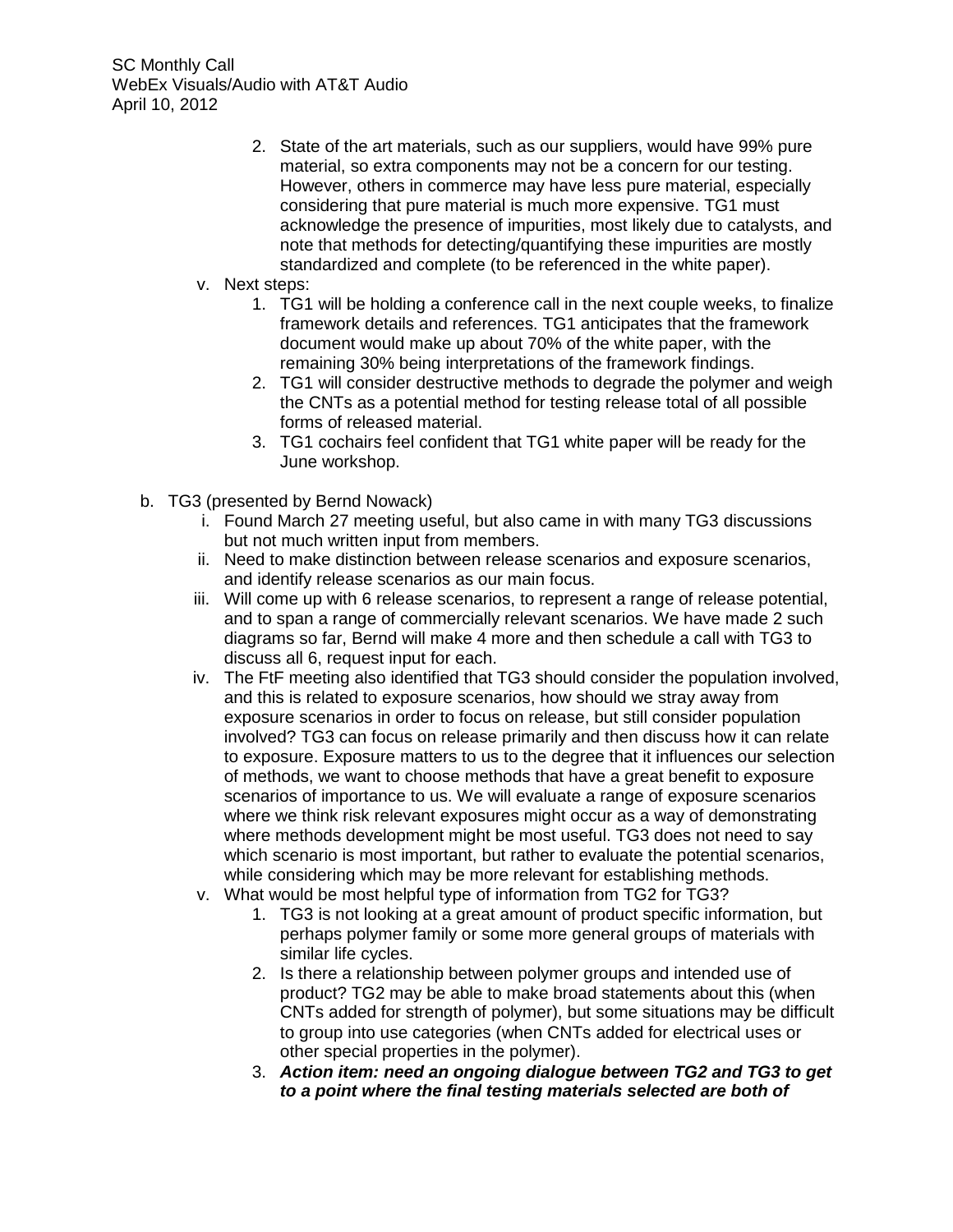2. State of the art materials, such as our suppliers, would have 99% pure material, so extra components may not be a concern for our testing. However, others in commerce may have less pure material, especially considering that pure material is much more expensive. TG1 must acknowledge the presence of impurities, most likely due to catalysts, and note that methods for detecting/quantifying these impurities are mostly standardized and complete (to be referenced in the white paper).

v. Next steps:
  1. TG1 will be holding a conference call in the next couple weeks, to finalize framework details and references. TG1 anticipates that the framework document would make up about 70% of the white paper, with the remaining 30% being interpretations of the framework findings.
  2. TG1 will consider destructive methods to degrade the polymer and weigh the CNTs as a potential method for testing release total of all possible forms of released material.
  3. TG1 cochairs feel confident that TG1 white paper will be ready for the June workshop.

b. TG3 (presented by Bernd Nowack)
  i. Found March 27 meeting useful, but also came in with many TG3 discussions but not much written input from members.
  ii. Need to make distinction between release scenarios and exposure scenarios, and identify release scenarios as our main focus.
  iii. Will come up with 6 release scenarios, to represent a range of release potential, and to span a range of commercially relevant scenarios. We have made 2 such diagrams so far, Bernd will make 4 more and then schedule a call with TG3 to discuss all 6, request input for each.
  iv. The FtF meeting also identified that TG3 should consider the population involved, and this is related to exposure scenarios, how should we stray away from exposure scenarios in order to focus on release, but still consider population involved? TG3 can focus on release primarily and then discuss how it can relate to exposure. Exposure matters to us to the degree that it influences our selection of methods, we want to choose methods that have a great benefit to exposure scenarios of importance to us. We will evaluate a range of exposure scenarios where we think risk relevant exposures might occur as a way of demonstrating where methods development might be most useful. TG3 does not need to say which scenario is most important, but rather to evaluate the potential scenarios, while considering which may be more relevant for establishing methods.
  v. What would be most helpful type of information from TG2 for TG3?
    1. TG3 is not looking at a great amount of product specific information, but perhaps polymer family or some more general groups of materials with similar life cycles.
    2. Is there a relationship between polymer groups and intended use of product? TG2 may be able to make broad statements about this (when CNTs added for strength of polymer), but some situations may be difficult to group into use categories (when CNTs added for electrical uses or other special properties in the polymer).
    3. ***Action item: need an ongoing dialogue between TG2 and TG3 to get to a point where the final testing materials selected are both of***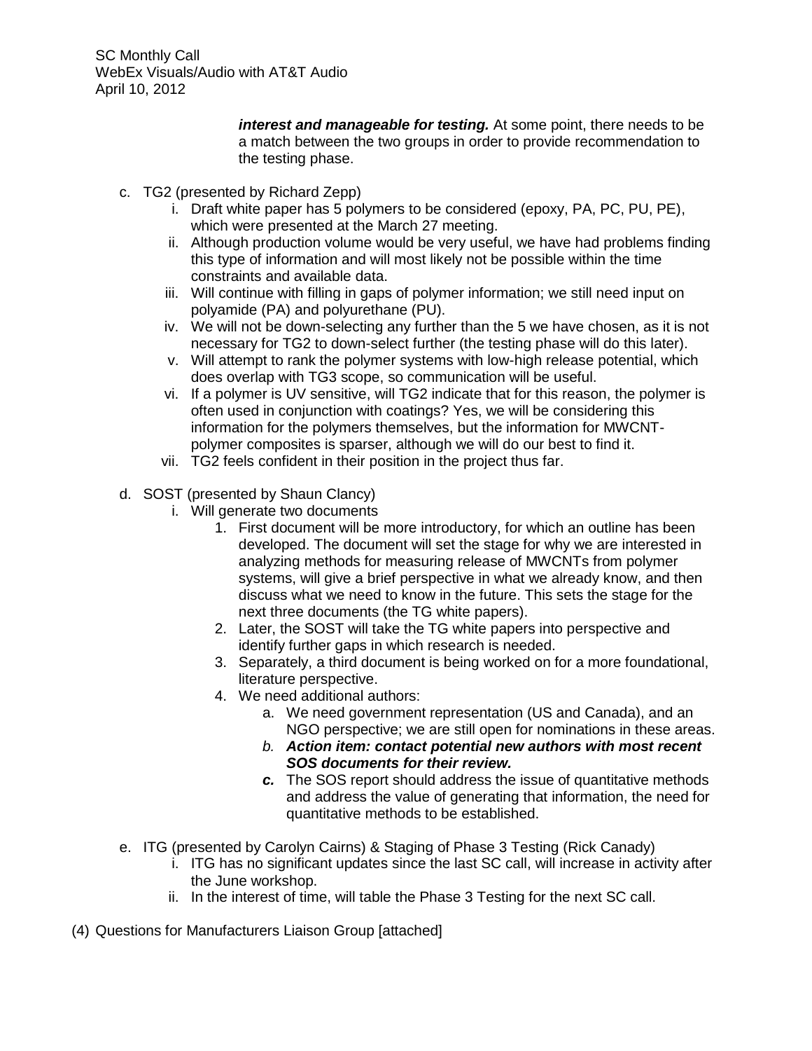***interest and manageable for testing.*** At some point, there needs to be a match between the two groups in order to provide recommendation to the testing phase.

c. TG2 (presented by Richard Zepp)
   i. Draft white paper has 5 polymers to be considered (epoxy, PA, PC, PU, PE), which were presented at the March 27 meeting.
   ii. Although production volume would be very useful, we have had problems finding this type of information and will most likely not be possible within the time constraints and available data.
   iii. Will continue with filling in gaps of polymer information; we still need input on polyamide (PA) and polyurethane (PU).
   iv. We will not be down-selecting any further than the 5 we have chosen, as it is not necessary for TG2 to down-select further (the testing phase will do this later).
   v. Will attempt to rank the polymer systems with low-high release potential, which does overlap with TG3 scope, so communication will be useful.
   vi. If a polymer is UV sensitive, will TG2 indicate that for this reason, the polymer is often used in conjunction with coatings? Yes, we will be considering this information for the polymers themselves, but the information for MWCNT-polymer composites is sparser, although we will do our best to find it.
   vii. TG2 feels confident in their position in the project thus far.

d. SOST (presented by Shaun Clancy)
   i. Will generate two documents
      1. First document will be more introductory, for which an outline has been developed. The document will set the stage for why we are interested in analyzing methods for measuring release of MWCNTs from polymer systems, will give a brief perspective in what we already know, and then discuss what we need to know in the future. This sets the stage for the next three documents (the TG white papers).
      2. Later, the SOST will take the TG white papers into perspective and identify further gaps in which research is needed.
      3. Separately, a third document is being worked on for a more foundational, literature perspective.
      4. We need additional authors:
         a. We need government representation (US and Canada), and an NGO perspective; we are still open for nominations in these areas.
         b. ***Action item: contact potential new authors with most recent SOS documents for their review.***
         c. The SOS report should address the issue of quantitative methods and address the value of generating that information, the need for quantitative methods to be established.

e. ITG (presented by Carolyn Cairns) & Staging of Phase 3 Testing (Rick Canady)
   i. ITG has no significant updates since the last SC call, will increase in activity after the June workshop.
   ii. In the interest of time, will table the Phase 3 Testing for the next SC call.

(4) Questions for Manufacturers Liaison Group [attached]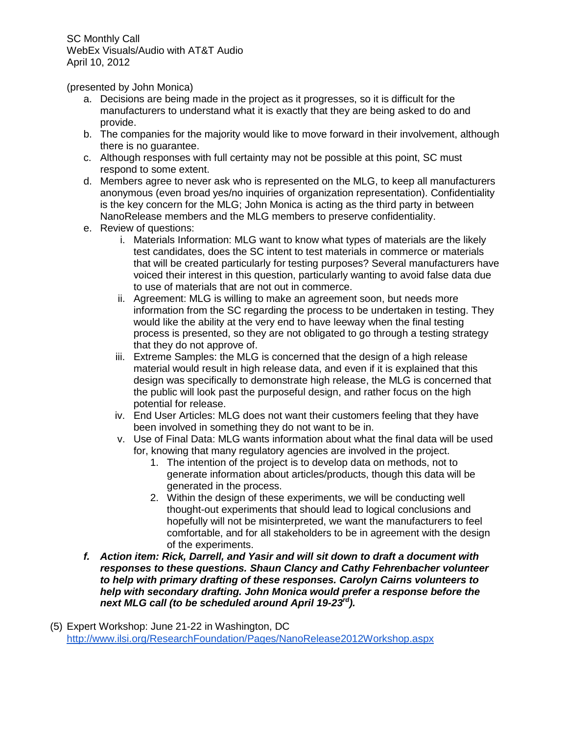SC Monthly Call
WebEx Visuals/Audio with AT&T Audio
April 10, 2012

(presented by John Monica)

a. Decisions are being made in the project as it progresses, so it is difficult for the manufacturers to understand what it is exactly that they are being asked to do and provide.
b. The companies for the majority would like to move forward in their involvement, although there is no guarantee.
c. Although responses with full certainty may not be possible at this point, SC must respond to some extent.
d. Members agree to never ask who is represented on the MLG, to keep all manufacturers anonymous (even broad yes/no inquiries of organization representation). Confidentiality is the key concern for the MLG; John Monica is acting as the third party in between NanoRelease members and the MLG members to preserve confidentiality.
e. Review of questions:
    i. Materials Information: MLG want to know what types of materials are the likely test candidates, does the SC intent to test materials in commerce or materials that will be created particularly for testing purposes? Several manufacturers have voiced their interest in this question, particularly wanting to avoid false data due to use of materials that are not out in commerce.
    ii. Agreement: MLG is willing to make an agreement soon, but needs more information from the SC regarding the process to be undertaken in testing. They would like the ability at the very end to have leeway when the final testing process is presented, so they are not obligated to go through a testing strategy that they do not approve of.
    iii. Extreme Samples: the MLG is concerned that the design of a high release material would result in high release data, and even if it is explained that this design was specifically to demonstrate high release, the MLG is concerned that the public will look past the purposeful design, and rather focus on the high potential for release.
    iv. End User Articles: MLG does not want their customers feeling that they have been involved in something they do not want to be in.
    v. Use of Final Data: MLG wants information about what the final data will be used for, knowing that many regulatory agencies are involved in the project.
        1. The intention of the project is to develop data on methods, not to generate information about articles/products, though this data will be generated in the process.
        2. Within the design of these experiments, we will be conducting well thought-out experiments that should lead to logical conclusions and hopefully will not be misinterpreted, we want the manufacturers to feel comfortable, and for all stakeholders to be in agreement with the design of the experiments.

***f. Action item: Rick, Darrell, and Yasir and will sit down to draft a document with responses to these questions. Shaun Clancy and Cathy Fehrenbacher volunteer to help with primary drafting of these responses. Carolyn Cairns volunteers to help with secondary drafting. John Monica would prefer a response before the next MLG call (to be scheduled around April 19-23rd).***

(5) Expert Workshop: June 21-22 in Washington, DC
http://www.ilsi.org/ResearchFoundation/Pages/NanoRelease2012Workshop.aspx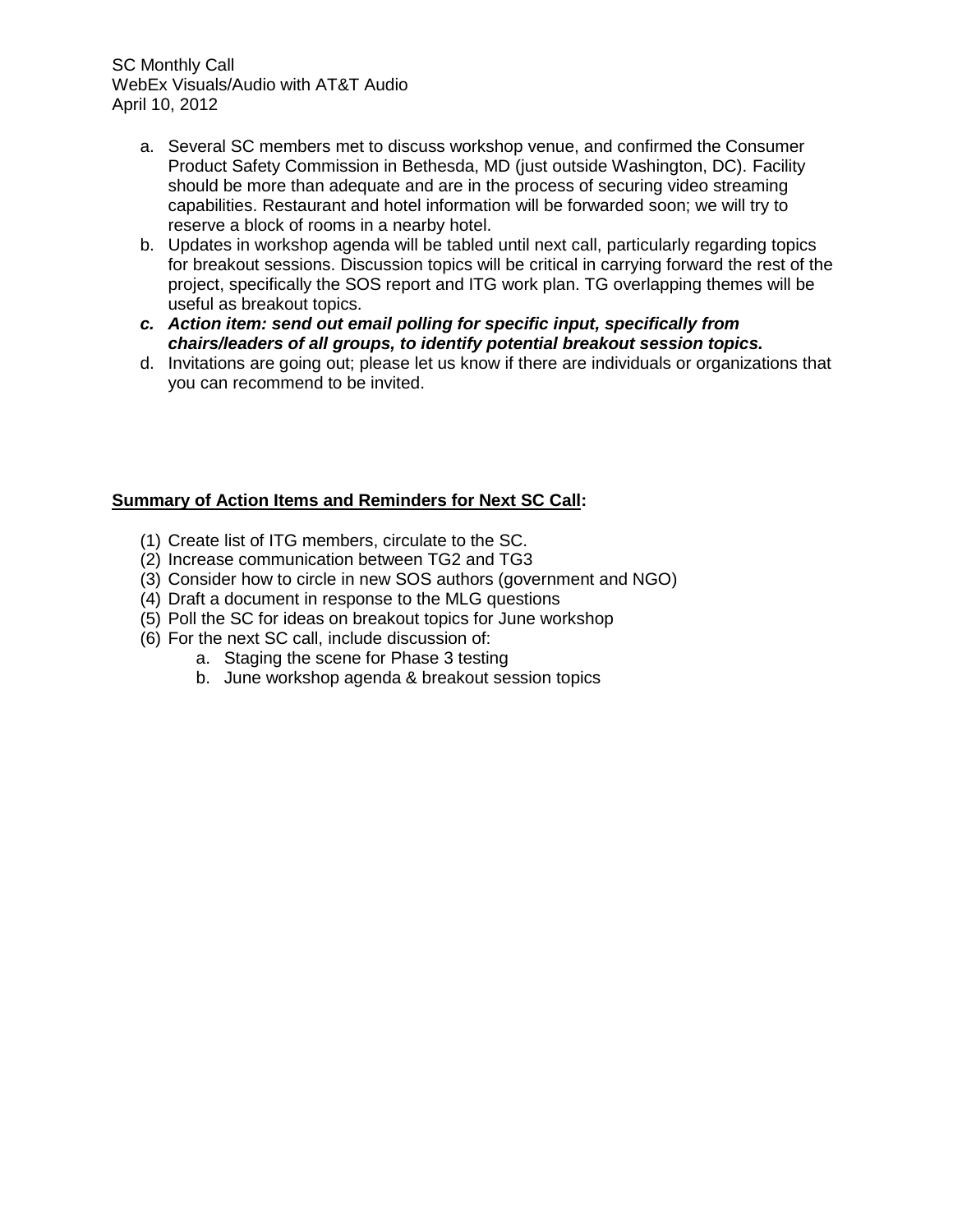SC Monthly Call
WebEx Visuals/Audio with AT&T Audio
April 10, 2012

a. Several SC members met to discuss workshop venue, and confirmed the Consumer Product Safety Commission in Bethesda, MD (just outside Washington, DC). Facility should be more than adequate and are in the process of securing video streaming capabilities. Restaurant and hotel information will be forwarded soon; we will try to reserve a block of rooms in a nearby hotel.
b. Updates in workshop agenda will be tabled until next call, particularly regarding topics for breakout sessions. Discussion topics will be critical in carrying forward the rest of the project, specifically the SOS report and ITG work plan. TG overlapping themes will be useful as breakout topics.
c. ***Action item: send out email polling for specific input, specifically from chairs/leaders of all groups, to identify potential breakout session topics.***
d. Invitations are going out; please let us know if there are individuals or organizations that you can recommend to be invited.

**Summary of Action Items and Reminders for Next SC Call:**

(1) Create list of ITG members, circulate to the SC.
(2) Increase communication between TG2 and TG3
(3) Consider how to circle in new SOS authors (government and NGO)
(4) Draft a document in response to the MLG questions
(5) Poll the SC for ideas on breakout topics for June workshop
(6) For the next SC call, include discussion of:
    a. Staging the scene for Phase 3 testing
    b. June workshop agenda & breakout session topics